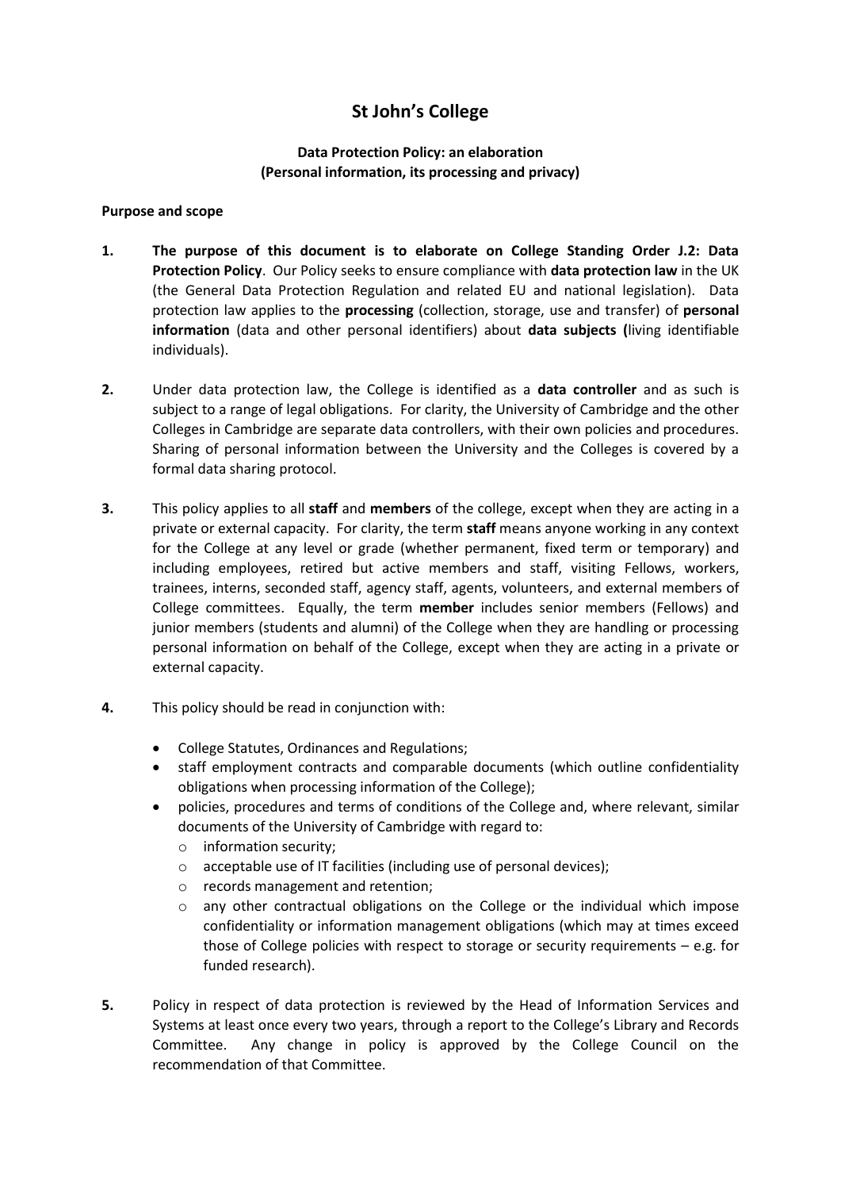# St John's College

**Data Protection Policy: an elaboration**
**(Personal information, its processing and privacy)**

**Purpose and scope**

1. **The purpose of this document is to elaborate on College Standing Order J.2: Data Protection Policy**. Our Policy seeks to ensure compliance with **data protection law** in the UK (the General Data Protection Regulation and related EU and national legislation). Data protection law applies to the **processing** (collection, storage, use and transfer) of **personal information** (data and other personal identifiers) about **data subjects (**living identifiable individuals).

2. Under data protection law, the College is identified as a **data controller** and as such is subject to a range of legal obligations. For clarity, the University of Cambridge and the other Colleges in Cambridge are separate data controllers, with their own policies and procedures. Sharing of personal information between the University and the Colleges is covered by a formal data sharing protocol.

3. This policy applies to all **staff** and **members** of the college, except when they are acting in a private or external capacity. For clarity, the term **staff** means anyone working in any context for the College at any level or grade (whether permanent, fixed term or temporary) and including employees, retired but active members and staff, visiting Fellows, workers, trainees, interns, seconded staff, agency staff, agents, volunteers, and external members of College committees. Equally, the term **member** includes senior members (Fellows) and junior members (students and alumni) of the College when they are handling or processing personal information on behalf of the College, except when they are acting in a private or external capacity.

4. This policy should be read in conjunction with:
   - College Statutes, Ordinances and Regulations;
   - staff employment contracts and comparable documents (which outline confidentiality obligations when processing information of the College);
   - policies, procedures and terms of conditions of the College and, where relevant, similar documents of the University of Cambridge with regard to:
     - information security;
     - acceptable use of IT facilities (including use of personal devices);
     - records management and retention;
     - any other contractual obligations on the College or the individual which impose confidentiality or information management obligations (which may at times exceed those of College policies with respect to storage or security requirements – e.g. for funded research).

5. Policy in respect of data protection is reviewed by the Head of Information Services and Systems at least once every two years, through a report to the College's Library and Records Committee. Any change in policy is approved by the College Council on the recommendation of that Committee.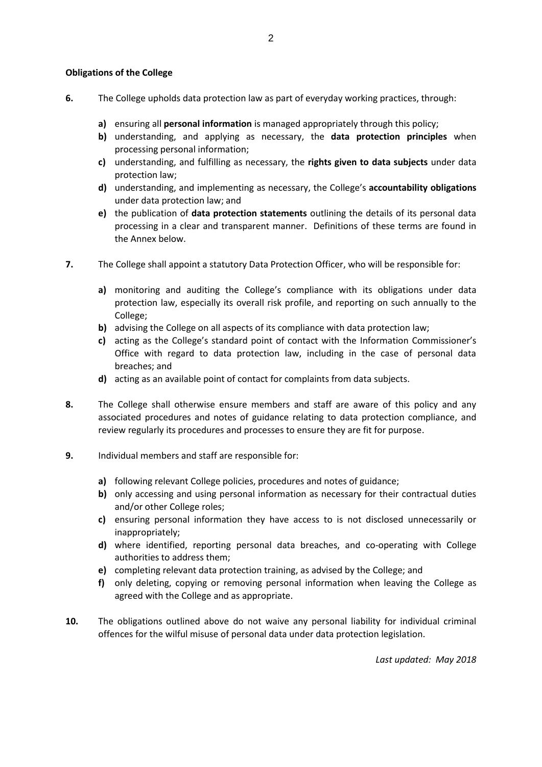**Obligations of the College**

**6.** The College upholds data protection law as part of everyday working practices, through:

- **a)** ensuring all **personal information** is managed appropriately through this policy;
- **b)** understanding, and applying as necessary, the **data protection principles** when processing personal information;
- **c)** understanding, and fulfilling as necessary, the **rights given to data subjects** under data protection law;
- **d)** understanding, and implementing as necessary, the College's **accountability obligations** under data protection law; and
- **e)** the publication of **data protection statements** outlining the details of its personal data processing in a clear and transparent manner. Definitions of these terms are found in the Annex below.

**7.** The College shall appoint a statutory Data Protection Officer, who will be responsible for:

- **a)** monitoring and auditing the College's compliance with its obligations under data protection law, especially its overall risk profile, and reporting on such annually to the College;
- **b)** advising the College on all aspects of its compliance with data protection law;
- **c)** acting as the College's standard point of contact with the Information Commissioner's Office with regard to data protection law, including in the case of personal data breaches; and
- **d)** acting as an available point of contact for complaints from data subjects.

**8.** The College shall otherwise ensure members and staff are aware of this policy and any associated procedures and notes of guidance relating to data protection compliance, and review regularly its procedures and processes to ensure they are fit for purpose.

**9.** Individual members and staff are responsible for:

- **a)** following relevant College policies, procedures and notes of guidance;
- **b)** only accessing and using personal information as necessary for their contractual duties and/or other College roles;
- **c)** ensuring personal information they have access to is not disclosed unnecessarily or inappropriately;
- **d)** where identified, reporting personal data breaches, and co-operating with College authorities to address them;
- **e)** completing relevant data protection training, as advised by the College; and
- **f)** only deleting, copying or removing personal information when leaving the College as agreed with the College and as appropriate.

**10.** The obligations outlined above do not waive any personal liability for individual criminal offences for the wilful misuse of personal data under data protection legislation.

*Last updated: May 2018*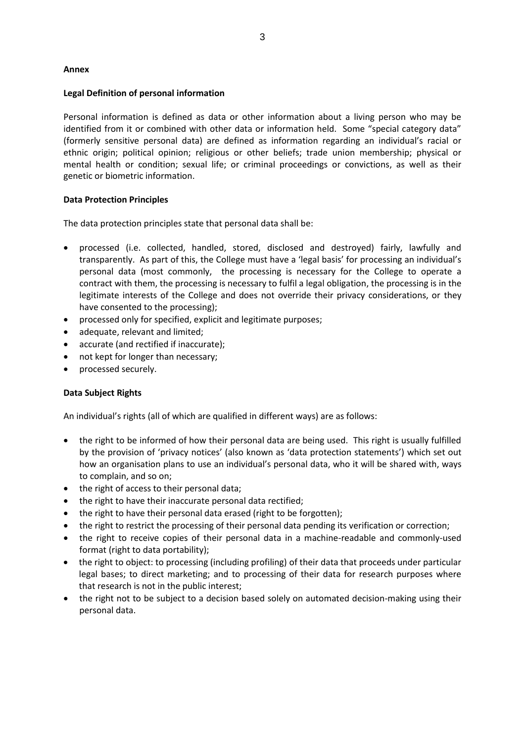**Annex**

**Legal Definition of personal information**

Personal information is defined as data or other information about a living person who may be identified from it or combined with other data or information held. Some "special category data" (formerly sensitive personal data) are defined as information regarding an individual's racial or ethnic origin; political opinion; religious or other beliefs; trade union membership; physical or mental health or condition; sexual life; or criminal proceedings or convictions, as well as their genetic or biometric information.

**Data Protection Principles**

The data protection principles state that personal data shall be:

- processed (i.e. collected, handled, stored, disclosed and destroyed) fairly, lawfully and transparently. As part of this, the College must have a 'legal basis' for processing an individual's personal data (most commonly, the processing is necessary for the College to operate a contract with them, the processing is necessary to fulfil a legal obligation, the processing is in the legitimate interests of the College and does not override their privacy considerations, or they have consented to the processing);
- processed only for specified, explicit and legitimate purposes;
- adequate, relevant and limited;
- accurate (and rectified if inaccurate);
- not kept for longer than necessary;
- processed securely.

**Data Subject Rights**

An individual's rights (all of which are qualified in different ways) are as follows:

- the right to be informed of how their personal data are being used. This right is usually fulfilled by the provision of 'privacy notices' (also known as 'data protection statements') which set out how an organisation plans to use an individual's personal data, who it will be shared with, ways to complain, and so on;
- the right of access to their personal data;
- the right to have their inaccurate personal data rectified;
- the right to have their personal data erased (right to be forgotten);
- the right to restrict the processing of their personal data pending its verification or correction;
- the right to receive copies of their personal data in a machine-readable and commonly-used format (right to data portability);
- the right to object: to processing (including profiling) of their data that proceeds under particular legal bases; to direct marketing; and to processing of their data for research purposes where that research is not in the public interest;
- the right not to be subject to a decision based solely on automated decision-making using their personal data.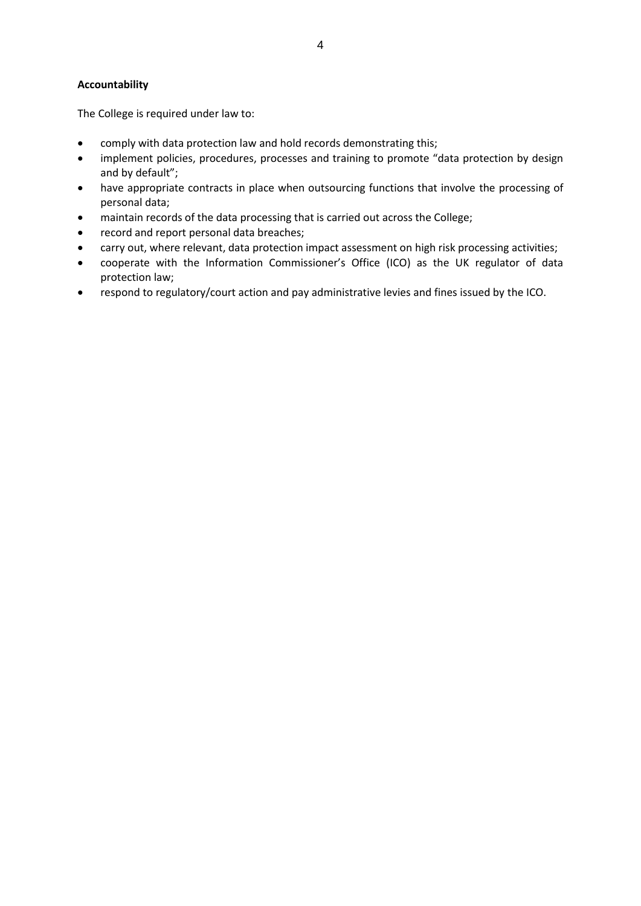**Accountability**

The College is required under law to:

- comply with data protection law and hold records demonstrating this;
- implement policies, procedures, processes and training to promote "data protection by design and by default";
- have appropriate contracts in place when outsourcing functions that involve the processing of personal data;
- maintain records of the data processing that is carried out across the College;
- record and report personal data breaches;
- carry out, where relevant, data protection impact assessment on high risk processing activities;
- cooperate with the Information Commissioner's Office (ICO) as the UK regulator of data protection law;
- respond to regulatory/court action and pay administrative levies and fines issued by the ICO.